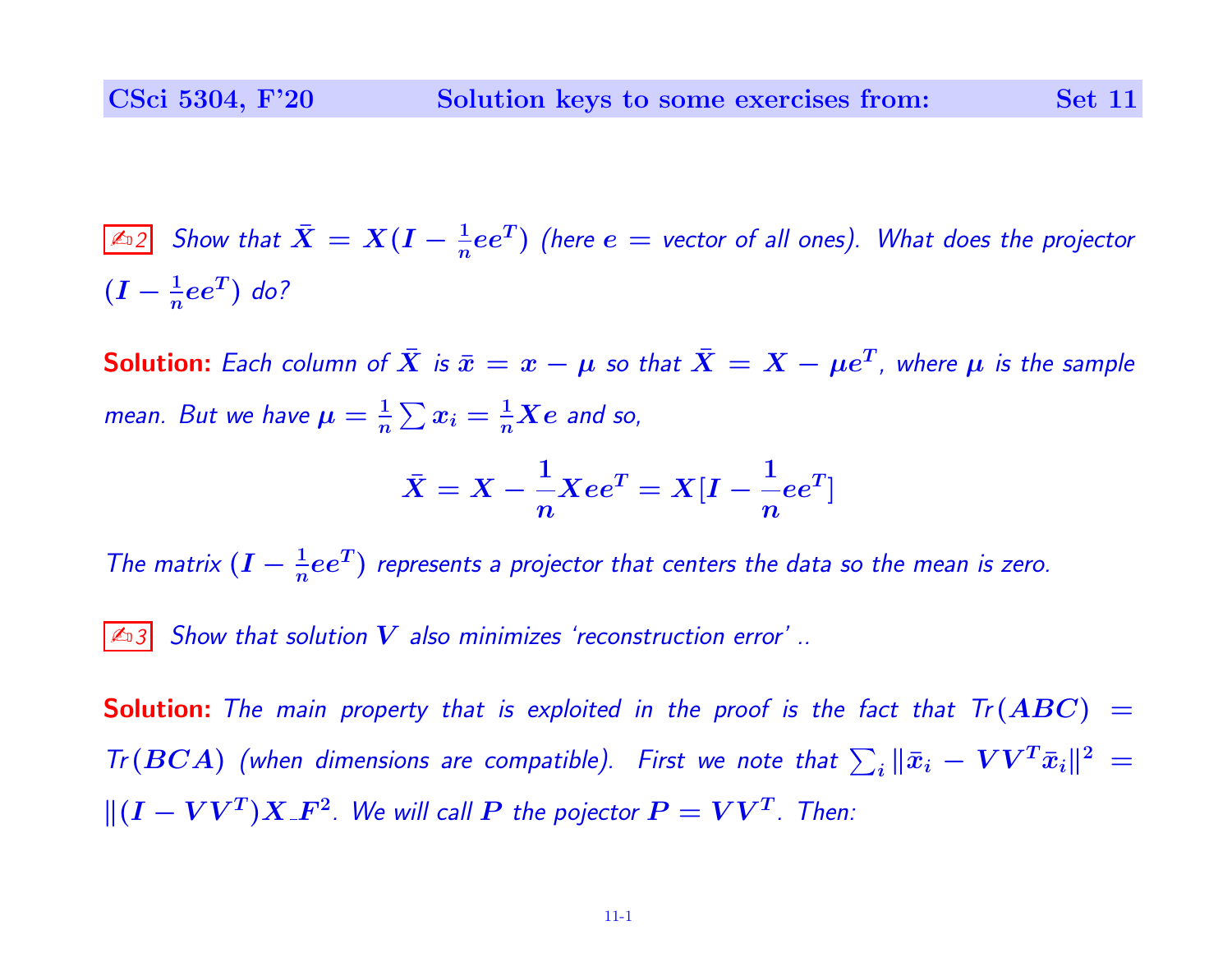✍2 *Show that $\bar{X} = X(I - \frac{1}{n}ee^T)$ (here $e$ = vector of all ones). What does the projector $(I - \frac{1}{n}ee^T)$ do?*

**Solution:** *Each column of $\bar{X}$ is $\bar{x} = x - \mu$ so that $\bar{X} = X - \mu e^T$, where $\mu$ is the sample mean. But we have $\mu = \frac{1}{n}\sum x_i = \frac{1}{n}Xe$ and so,*

$$\bar{X} = X - \frac{1}{n}Xee^T = X[I - \frac{1}{n}ee^T]$$

*The matrix $(I - \frac{1}{n}ee^T)$ represents a projector that centers the data so the mean is zero.*

✍3 *Show that solution $V$ also minimizes 'reconstruction error' ..*

**Solution:** *The main property that is exploited in the proof is the fact that $Tr(ABC) = Tr(BCA)$ (when dimensions are compatible). First we note that $\sum_i \|\bar{x}_i - VV^T\bar{x}_i\|^2 = \|(I - VV^T)X\_F^2$. We will call $P$ the pojector $P = VV^T$. Then:*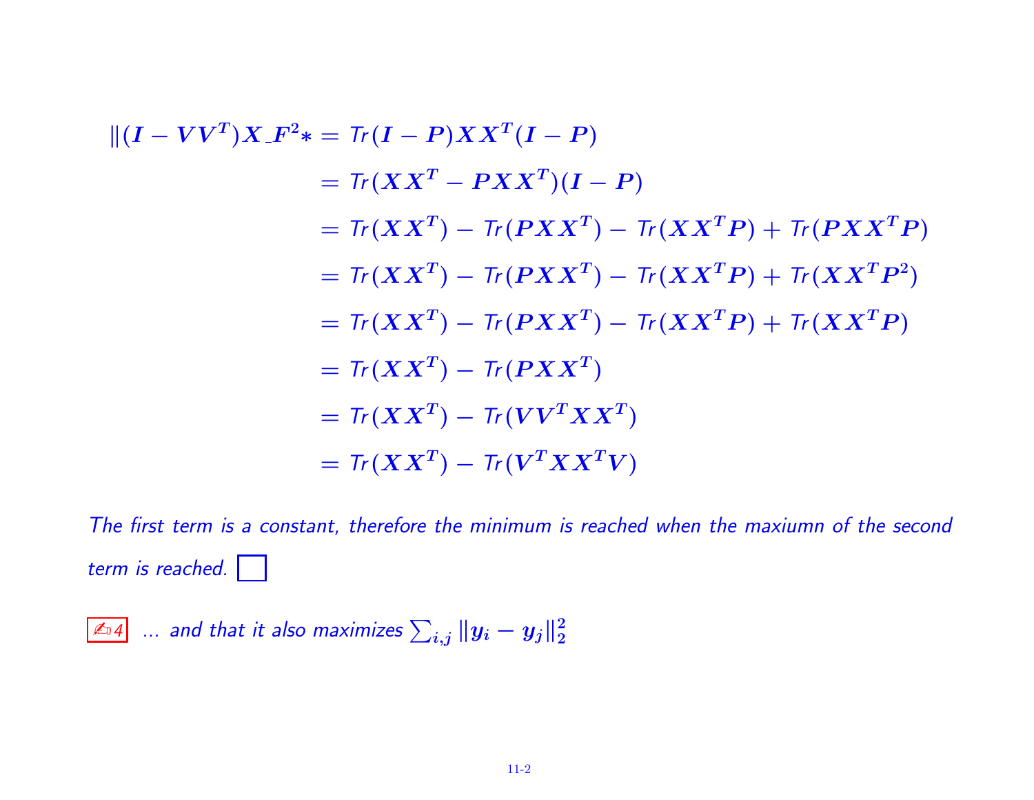$$
\begin{aligned}
\|(I - VV^T)X\_F^2* &= Tr(I-P)XX^T(I-P) \\
&= Tr(XX^T - PXX^T)(I-P) \\
&= Tr(XX^T) - Tr(PXX^T) - Tr(XX^TP) + Tr(PXX^TP) \\
&= Tr(XX^T) - Tr(PXX^T) - Tr(XX^TP) + Tr(XX^TP^2) \\
&= Tr(XX^T) - Tr(PXX^T) - Tr(XX^TP) + Tr(XX^TP) \\
&= Tr(XX^T) - Tr(PXX^T) \\
&= Tr(XX^T) - Tr(VV^TXX^T) \\
&= Tr(XX^T) - Tr(V^TXX^TV)
\end{aligned}
$$

*The first term is a constant, therefore the minimum is reached when the maxiumn of the second term is reached.* ☐

✍ 4 ... *and that it also maximizes* $\sum_{i,j} \|y_i - y_j\|_2^2$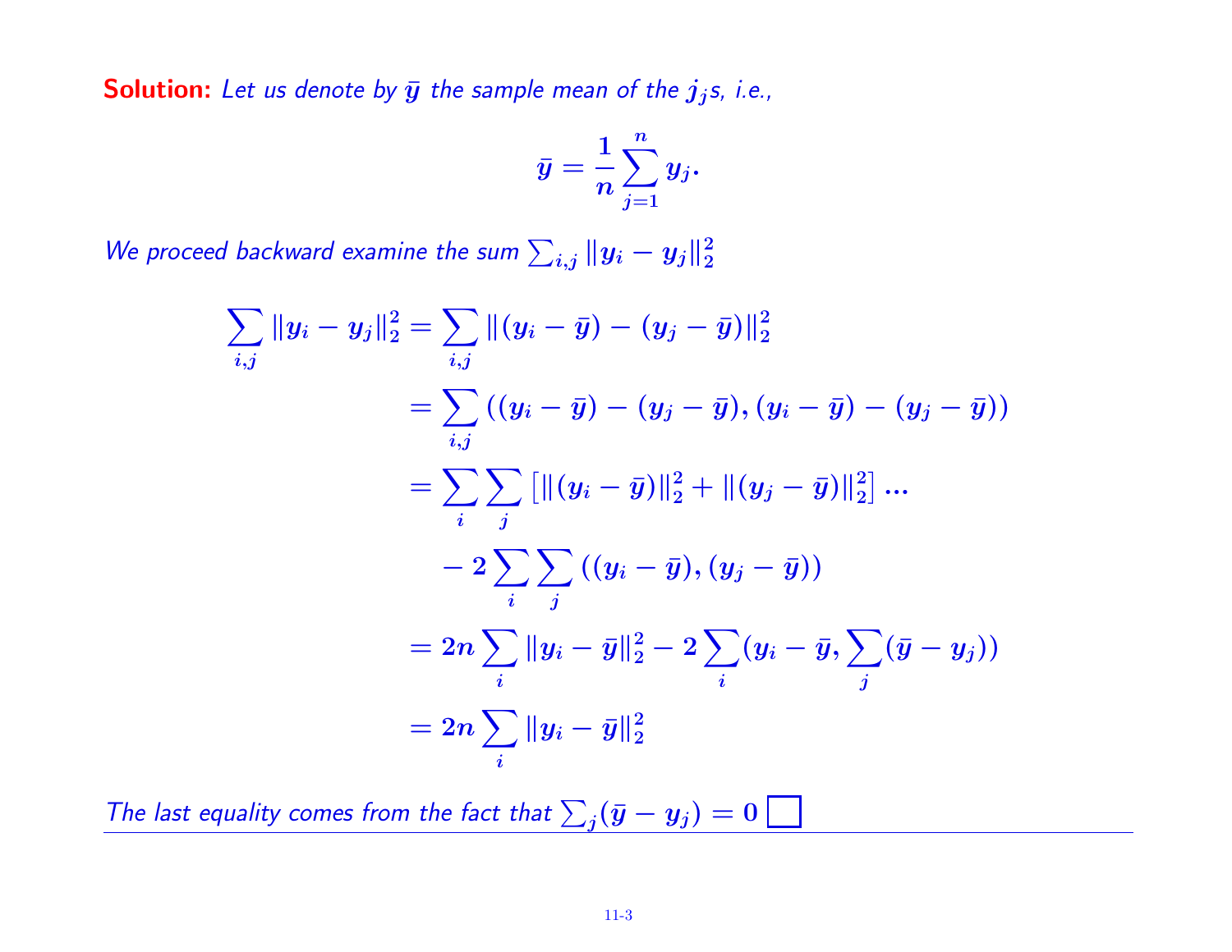**Solution:** *Let us denote by $\bar{y}$ the sample mean of the $j_j$s, i.e.,*

$$\bar{y} = \frac{1}{n}\sum_{j=1}^{n} y_j.$$

*We proceed backward examine the sum $\sum_{i,j} \|y_i - y_j\|_2^2$*

$$\begin{aligned}
\sum_{i,j} \|y_i - y_j\|_2^2 &= \sum_{i,j} \|(y_i - \bar{y}) - (y_j - \bar{y})\|_2^2 \\
&= \sum_{i,j} \left((y_i - \bar{y}) - (y_j - \bar{y}), (y_i - \bar{y}) - (y_j - \bar{y})\right) \\
&= \sum_i \sum_j \left[\|(y_i - \bar{y})\|_2^2 + \|(y_j - \bar{y})\|_2^2\right] \dots \\
&\quad - 2\sum_i \sum_j \left((y_i - \bar{y}), (y_j - \bar{y})\right) \\
&= 2n\sum_i \|y_i - \bar{y}\|_2^2 - 2\sum_i (y_i - \bar{y}, \sum_j (\bar{y} - y_j)) \\
&= 2n\sum_i \|y_i - \bar{y}\|_2^2
\end{aligned}$$

*The last equality comes from the fact that $\sum_j (\bar{y} - y_j) = 0$* □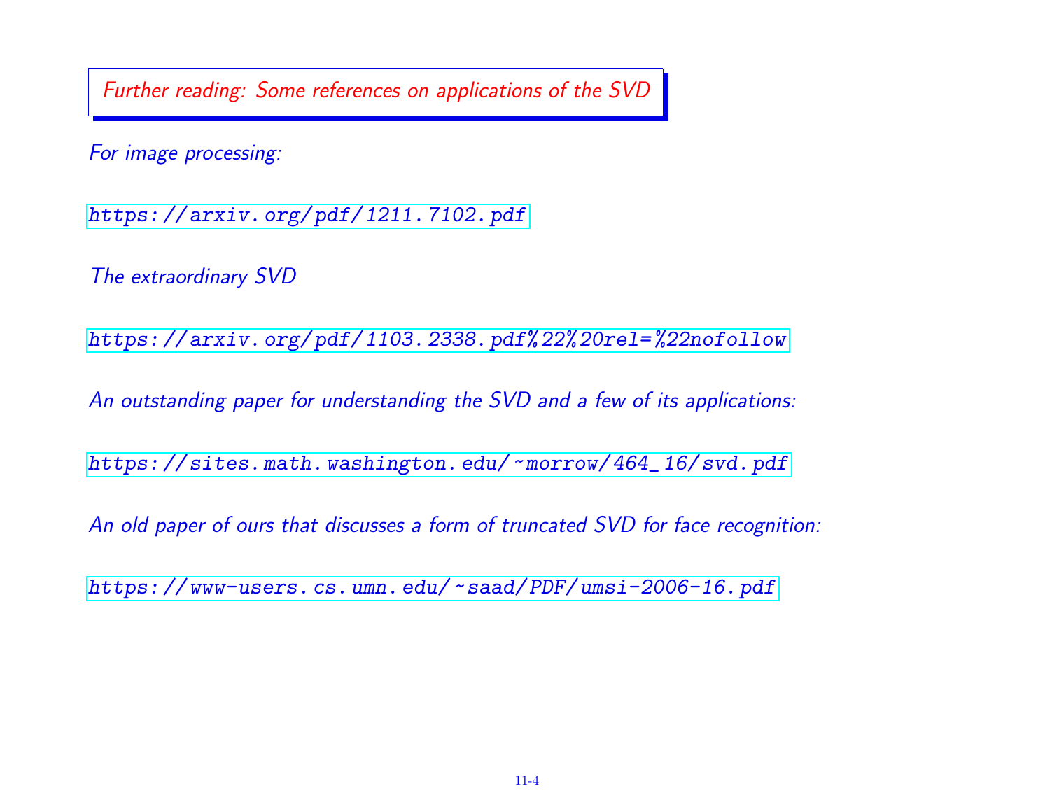## Further reading: Some references on applications of the SVD

*For image processing:*

https://arxiv.org/pdf/1211.7102.pdf

*The extraordinary SVD*

https://arxiv.org/pdf/1103.2338.pdf%22%20rel=%22nofollow

*An outstanding paper for understanding the SVD and a few of its applications:*

https://sites.math.washington.edu/~morrow/464_16/svd.pdf

*An old paper of ours that discusses a form of truncated SVD for face recognition:*

https://www-users.cs.umn.edu/~saad/PDF/umsi-2006-16.pdf